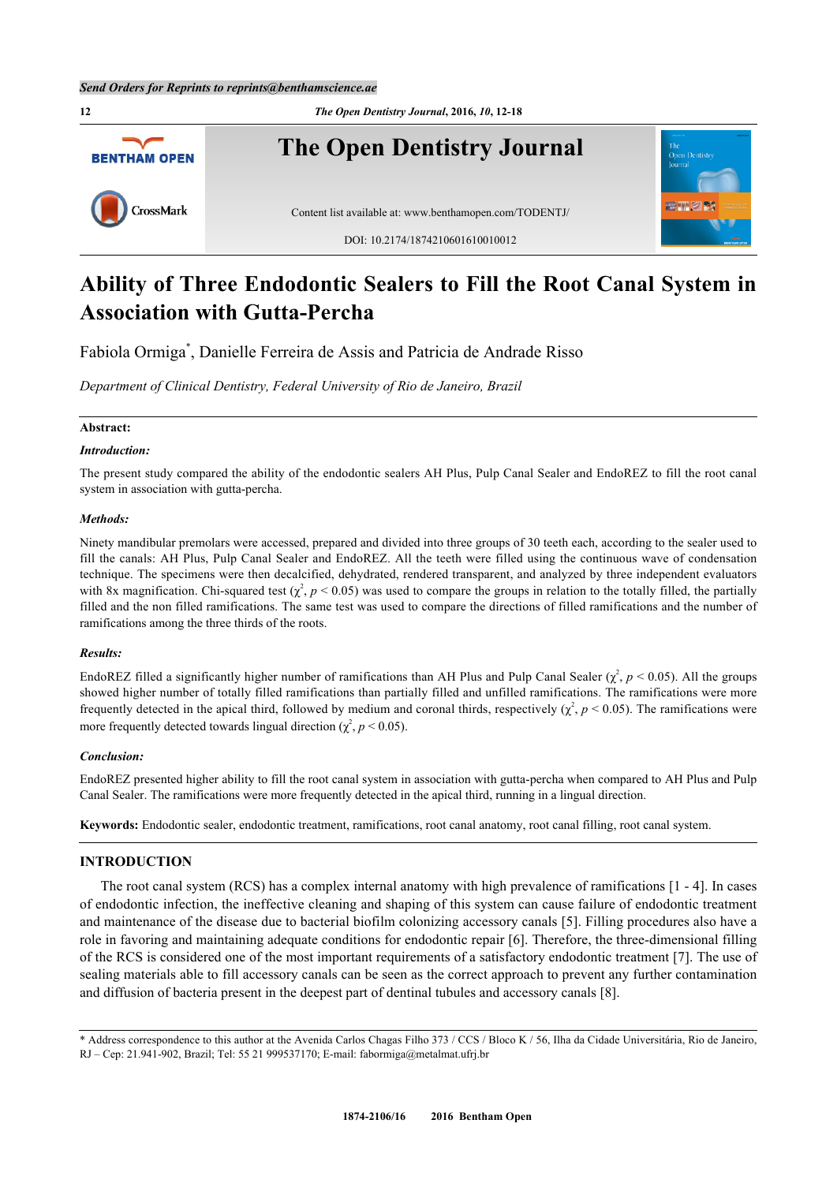# Ability of Three Endodontic Sealers to Fill the Root Canal System in Association with Gutta-Percha

Fabiola Ormiga*, Danielle Ferreira de Assis and Patricia de Andrade Risso

*Department of Clinical Dentistry, Federal University of Rio de Janeiro, Brazil*

**Abstract:**

***Introduction:***

The present study compared the ability of the endodontic sealers AH Plus, Pulp Canal Sealer and EndoREZ to fill the root canal system in association with gutta-percha.

***Methods:***

Ninety mandibular premolars were accessed, prepared and divided into three groups of 30 teeth each, according to the sealer used to fill the canals: AH Plus, Pulp Canal Sealer and EndoREZ. All the teeth were filled using the continuous wave of condensation technique. The specimens were then decalcified, dehydrated, rendered transparent, and analyzed by three independent evaluators with 8x magnification. Chi-squared test ($\chi^2$, $p < 0.05$) was used to compare the groups in relation to the totally filled, the partially filled and the non filled ramifications. The same test was used to compare the directions of filled ramifications and the number of ramifications among the three thirds of the roots.

***Results:***

EndoREZ filled a significantly higher number of ramifications than AH Plus and Pulp Canal Sealer ($\chi^2$, $p < 0.05$). All the groups showed higher number of totally filled ramifications than partially filled and unfilled ramifications. The ramifications were more frequently detected in the apical third, followed by medium and coronal thirds, respectively ($\chi^2$, $p < 0.05$). The ramifications were more frequently detected towards lingual direction ($\chi^2$, $p < 0.05$).

***Conclusion:***

EndoREZ presented higher ability to fill the root canal system in association with gutta-percha when compared to AH Plus and Pulp Canal Sealer. The ramifications were more frequently detected in the apical third, running in a lingual direction.

**Keywords:** Endodontic sealer, endodontic treatment, ramifications, root canal anatomy, root canal filling, root canal system.

## INTRODUCTION

The root canal system (RCS) has a complex internal anatomy with high prevalence of ramifications [1 - 4]. In cases of endodontic infection, the ineffective cleaning and shaping of this system can cause failure of endodontic treatment and maintenance of the disease due to bacterial biofilm colonizing accessory canals [5]. Filling procedures also have a role in favoring and maintaining adequate conditions for endodontic repair [6]. Therefore, the three-dimensional filling of the RCS is considered one of the most important requirements of a satisfactory endodontic treatment [7]. The use of sealing materials able to fill accessory canals can be seen as the correct approach to prevent any further contamination and diffusion of bacteria present in the deepest part of dentinal tubules and accessory canals [8].

* Address correspondence to this author at the Avenida Carlos Chagas Filho 373 / CCS / Bloco K / 56, Ilha da Cidade Universitária, Rio de Janeiro, RJ – Cep: 21.941-902, Brazil; Tel: 55 21 999537170; E-mail: fabormiga@metalmat.ufrj.br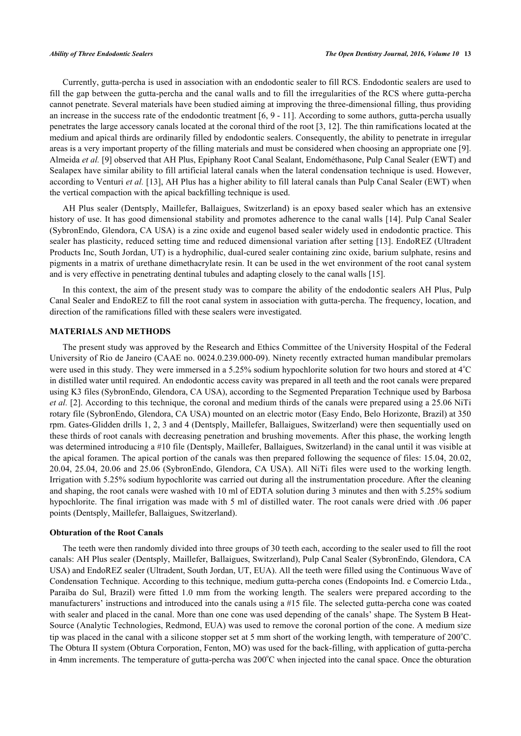Currently, gutta-percha is used in association with an endodontic sealer to fill RCS. Endodontic sealers are used to fill the gap between the gutta-percha and the canal walls and to fill the irregularities of the RCS where gutta-percha cannot penetrate. Several materials have been studied aiming at improving the three-dimensional filling, thus providing an increase in the success rate of the endodontic treatment [6, 9 - 11]. According to some authors, gutta-percha usually penetrates the large accessory canals located at the coronal third of the root [3, 12]. The thin ramifications located at the medium and apical thirds are ordinarily filled by endodontic sealers. Consequently, the ability to penetrate in irregular areas is a very important property of the filling materials and must be considered when choosing an appropriate one [9]. Almeida *et al.* [9] observed that AH Plus, Epiphany Root Canal Sealant, Endométhasone, Pulp Canal Sealer (EWT) and Sealapex have similar ability to fill artificial lateral canals when the lateral condensation technique is used. However, according to Venturi *et al.* [13], AH Plus has a higher ability to fill lateral canals than Pulp Canal Sealer (EWT) when the vertical compaction with the apical backfilling technique is used.

AH Plus sealer (Dentsply, Maillefer, Ballaigues, Switzerland) is an epoxy based sealer which has an extensive history of use. It has good dimensional stability and promotes adherence to the canal walls [14]. Pulp Canal Sealer (SybronEndo, Glendora, CA USA) is a zinc oxide and eugenol based sealer widely used in endodontic practice. This sealer has plasticity, reduced setting time and reduced dimensional variation after setting [13]. EndoREZ (Ultradent Products Inc, South Jordan, UT) is a hydrophilic, dual-cured sealer containing zinc oxide, barium sulphate, resins and pigments in a matrix of urethane dimethacrylate resin. It can be used in the wet environment of the root canal system and is very effective in penetrating dentinal tubules and adapting closely to the canal walls [15].

In this context, the aim of the present study was to compare the ability of the endodontic sealers AH Plus, Pulp Canal Sealer and EndoREZ to fill the root canal system in association with gutta-percha. The frequency, location, and direction of the ramifications filled with these sealers were investigated.

## MATERIALS AND METHODS

The present study was approved by the Research and Ethics Committee of the University Hospital of the Federal University of Rio de Janeiro (CAAE no. 0024.0.239.000-09). Ninety recently extracted human mandibular premolars were used in this study. They were immersed in a 5.25% sodium hypochlorite solution for two hours and stored at 4°C in distilled water until required. An endodontic access cavity was prepared in all teeth and the root canals were prepared using K3 files (SybronEndo, Glendora, CA USA), according to the Segmented Preparation Technique used by Barbosa *et al.* [2]. According to this technique, the coronal and medium thirds of the canals were prepared using a 25.06 NiTi rotary file (SybronEndo, Glendora, CA USA) mounted on an electric motor (Easy Endo, Belo Horizonte, Brazil) at 350 rpm. Gates-Glidden drills 1, 2, 3 and 4 (Dentsply, Maillefer, Ballaigues, Switzerland) were then sequentially used on these thirds of root canals with decreasing penetration and brushing movements. After this phase, the working length was determined introducing a #10 file (Dentsply, Maillefer, Ballaigues, Switzerland) in the canal until it was visible at the apical foramen. The apical portion of the canals was then prepared following the sequence of files: 15.04, 20.02, 20.04, 25.04, 20.06 and 25.06 (SybronEndo, Glendora, CA USA). All NiTi files were used to the working length. Irrigation with 5.25% sodium hypochlorite was carried out during all the instrumentation procedure. After the cleaning and shaping, the root canals were washed with 10 ml of EDTA solution during 3 minutes and then with 5.25% sodium hypochlorite. The final irrigation was made with 5 ml of distilled water. The root canals were dried with .06 paper points (Dentsply, Maillefer, Ballaigues, Switzerland).

### Obturation of the Root Canals

The teeth were then randomly divided into three groups of 30 teeth each, according to the sealer used to fill the root canals: AH Plus sealer (Dentsply, Maillefer, Ballaigues, Switzerland), Pulp Canal Sealer (SybronEndo, Glendora, CA USA) and EndoREZ sealer (Ultradent, South Jordan, UT, EUA). All the teeth were filled using the Continuous Wave of Condensation Technique. According to this technique, medium gutta-percha cones (Endopoints Ind. e Comercio Ltda., Paraíba do Sul, Brazil) were fitted 1.0 mm from the working length. The sealers were prepared according to the manufacturers' instructions and introduced into the canals using a #15 file. The selected gutta-percha cone was coated with sealer and placed in the canal. More than one cone was used depending of the canals' shape. The System B Heat-Source (Analytic Technologies, Redmond, EUA) was used to remove the coronal portion of the cone. A medium size tip was placed in the canal with a silicone stopper set at 5 mm short of the working length, with temperature of 200°C. The Obtura II system (Obtura Corporation, Fenton, MO) was used for the back-filling, with application of gutta-percha in 4mm increments. The temperature of gutta-percha was 200°C when injected into the canal space. Once the obturation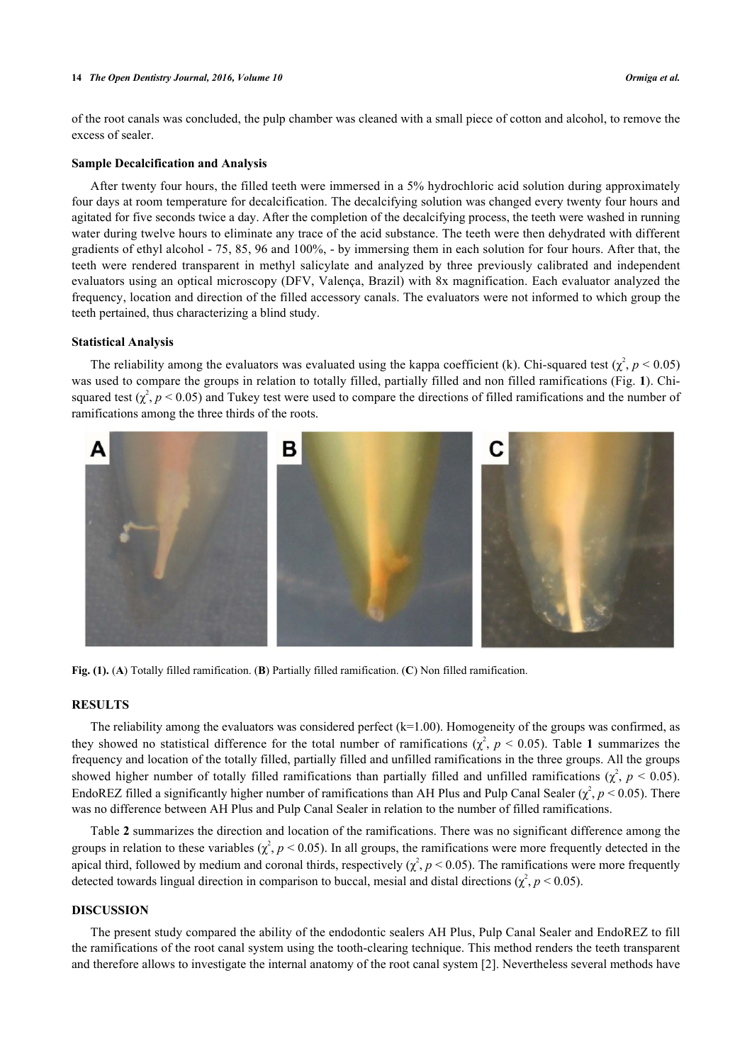of the root canals was concluded, the pulp chamber was cleaned with a small piece of cotton and alcohol, to remove the excess of sealer.

### Sample Decalcification and Analysis

After twenty four hours, the filled teeth were immersed in a 5% hydrochloric acid solution during approximately four days at room temperature for decalcification. The decalcifying solution was changed every twenty four hours and agitated for five seconds twice a day. After the completion of the decalcifying process, the teeth were washed in running water during twelve hours to eliminate any trace of the acid substance. The teeth were then dehydrated with different gradients of ethyl alcohol - 75, 85, 96 and 100%, - by immersing them in each solution for four hours. After that, the teeth were rendered transparent in methyl salicylate and analyzed by three previously calibrated and independent evaluators using an optical microscopy (DFV, Valença, Brazil) with 8x magnification. Each evaluator analyzed the frequency, location and direction of the filled accessory canals. The evaluators were not informed to which group the teeth pertained, thus characterizing a blind study.

### Statistical Analysis

The reliability among the evaluators was evaluated using the kappa coefficient (k). Chi-squared test ($\chi^2$, $p < 0.05$) was used to compare the groups in relation to totally filled, partially filled and non filled ramifications (Fig. **1**). Chi-squared test ($\chi^2$, $p < 0.05$) and Tukey test were used to compare the directions of filled ramifications and the number of ramifications among the three thirds of the roots.

**Fig. (1).** (**A**) Totally filled ramification. (**B**) Partially filled ramification. (**C**) Non filled ramification.

## RESULTS

The reliability among the evaluators was considered perfect (k=1.00). Homogeneity of the groups was confirmed, as they showed no statistical difference for the total number of ramifications ($\chi^2$, $p < 0.05$). Table **1** summarizes the frequency and location of the totally filled, partially filled and unfilled ramifications in the three groups. All the groups showed higher number of totally filled ramifications than partially filled and unfilled ramifications ($\chi^2$, $p < 0.05$). EndoREZ filled a significantly higher number of ramifications than AH Plus and Pulp Canal Sealer ($\chi^2$, $p < 0.05$). There was no difference between AH Plus and Pulp Canal Sealer in relation to the number of filled ramifications.

Table **2** summarizes the direction and location of the ramifications. There was no significant difference among the groups in relation to these variables ($\chi^2$, $p < 0.05$). In all groups, the ramifications were more frequently detected in the apical third, followed by medium and coronal thirds, respectively ($\chi^2$, $p < 0.05$). The ramifications were more frequently detected towards lingual direction in comparison to buccal, mesial and distal directions ($\chi^2$, $p < 0.05$).

## DISCUSSION

The present study compared the ability of the endodontic sealers AH Plus, Pulp Canal Sealer and EndoREZ to fill the ramifications of the root canal system using the tooth-clearing technique. This method renders the teeth transparent and therefore allows to investigate the internal anatomy of the root canal system [2]. Nevertheless several methods have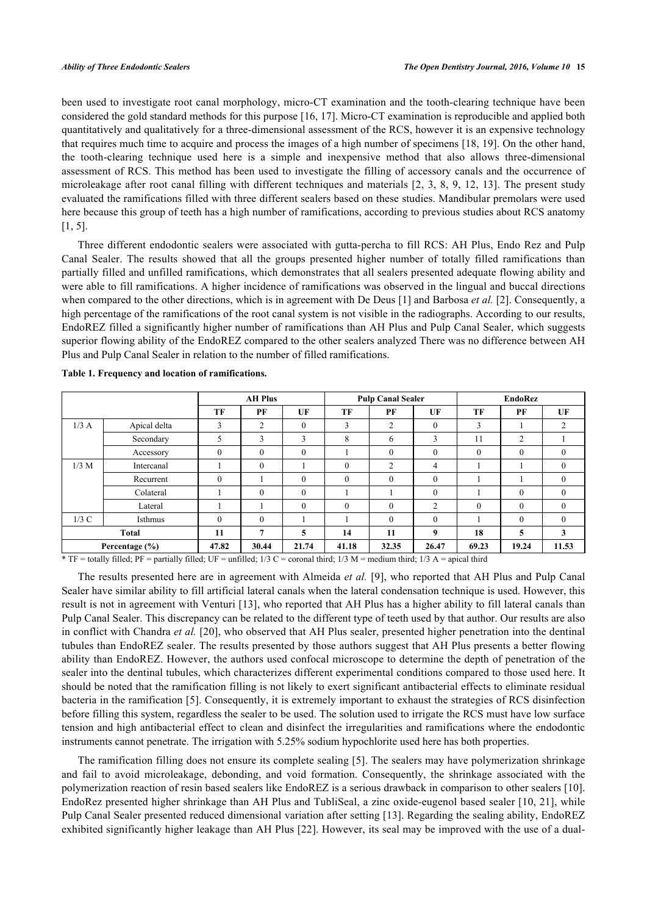been used to investigate root canal morphology, micro-CT examination and the tooth-clearing technique have been considered the gold standard methods for this purpose [16, 17]. Micro-CT examination is reproducible and applied both quantitatively and qualitatively for a three-dimensional assessment of the RCS, however it is an expensive technology that requires much time to acquire and process the images of a high number of specimens [18, 19]. On the other hand, the tooth-clearing technique used here is a simple and inexpensive method that also allows three-dimensional assessment of RCS. This method has been used to investigate the filling of accessory canals and the occurrence of microleakage after root canal filling with different techniques and materials [2, 3, 8, 9, 12, 13]. The present study evaluated the ramifications filled with three different sealers based on these studies. Mandibular premolars were used here because this group of teeth has a high number of ramifications, according to previous studies about RCS anatomy [1, 5].

Three different endodontic sealers were associated with gutta-percha to fill RCS: AH Plus, Endo Rez and Pulp Canal Sealer. The results showed that all the groups presented higher number of totally filled ramifications than partially filled and unfilled ramifications, which demonstrates that all sealers presented adequate flowing ability and were able to fill ramifications. A higher incidence of ramifications was observed in the lingual and buccal directions when compared to the other directions, which is in agreement with De Deus [1] and Barbosa *et al.* [2]. Consequently, a high percentage of the ramifications of the root canal system is not visible in the radiographs. According to our results, EndoREZ filled a significantly higher number of ramifications than AH Plus and Pulp Canal Sealer, which suggests superior flowing ability of the EndoREZ compared to the other sealers analyzed There was no difference between AH Plus and Pulp Canal Sealer in relation to the number of filled ramifications.

**Table 1. Frequency and location of ramifications.**

| | | AH Plus | | | Pulp Canal Sealer | | | EndoRez | | |
|---|---|---|---|---|---|---|---|---|---|---|
| | | TF | PF | UF | TF | PF | UF | TF | PF | UF |
| 1/3 A | Apical delta | 3 | 2 | 0 | 3 | 2 | 0 | 3 | 1 | 2 |
| | Secondary | 5 | 3 | 3 | 8 | 6 | 3 | 11 | 2 | 1 |
| | Accessory | 0 | 0 | 0 | 1 | 0 | 0 | 0 | 0 | 0 |
| 1/3 M | Intercanal | 1 | 0 | 1 | 0 | 2 | 4 | 1 | 1 | 0 |
| | Recurrent | 0 | 1 | 0 | 0 | 0 | 0 | 1 | 1 | 0 |
| | Colateral | 1 | 0 | 0 | 1 | 1 | 0 | 1 | 0 | 0 |
| | Lateral | 1 | 1 | 0 | 0 | 0 | 2 | 0 | 0 | 0 |
| 1/3 C | Isthmus | 0 | 0 | 1 | 1 | 0 | 0 | 1 | 0 | 0 |
| **Total** | | **11** | **7** | **5** | **14** | **11** | **9** | **18** | **5** | **3** |
| **Percentage (%)** | | **47.82** | **30.44** | **21.74** | **41.18** | **32.35** | **26.47** | **69.23** | **19.24** | **11.53** |

\* TF = totally filled; PF = partially filled; UF = unfilled; 1/3 C = coronal third; 1/3 M = medium third; 1/3 A = apical third

The results presented here are in agreement with Almeida *et al.* [9], who reported that AH Plus and Pulp Canal Sealer have similar ability to fill artificial lateral canals when the lateral condensation technique is used. However, this result is not in agreement with Venturi [13], who reported that AH Plus has a higher ability to fill lateral canals than Pulp Canal Sealer. This discrepancy can be related to the different type of teeth used by that author. Our results are also in conflict with Chandra *et al.* [20], who observed that AH Plus sealer, presented higher penetration into the dentinal tubules than EndoREZ sealer. The results presented by those authors suggest that AH Plus presents a better flowing ability than EndoREZ. However, the authors used confocal microscope to determine the depth of penetration of the sealer into the dentinal tubules, which characterizes different experimental conditions compared to those used here. It should be noted that the ramification filling is not likely to exert significant antibacterial effects to eliminate residual bacteria in the ramification [5]. Consequently, it is extremely important to exhaust the strategies of RCS disinfection before filling this system, regardless the sealer to be used. The solution used to irrigate the RCS must have low surface tension and high antibacterial effect to clean and disinfect the irregularities and ramifications where the endodontic instruments cannot penetrate. The irrigation with 5.25% sodium hypochlorite used here has both properties.

The ramification filling does not ensure its complete sealing [5]. The sealers may have polymerization shrinkage and fail to avoid microleakage, debonding, and void formation. Consequently, the shrinkage associated with the polymerization reaction of resin based sealers like EndoREZ is a serious drawback in comparison to other sealers [10]. EndoRez presented higher shrinkage than AH Plus and TubliSeal, a zinc oxide-eugenol based sealer [10, 21], while Pulp Canal Sealer presented reduced dimensional variation after setting [13]. Regarding the sealing ability, EndoREZ exhibited significantly higher leakage than AH Plus [22]. However, its seal may be improved with the use of a dual-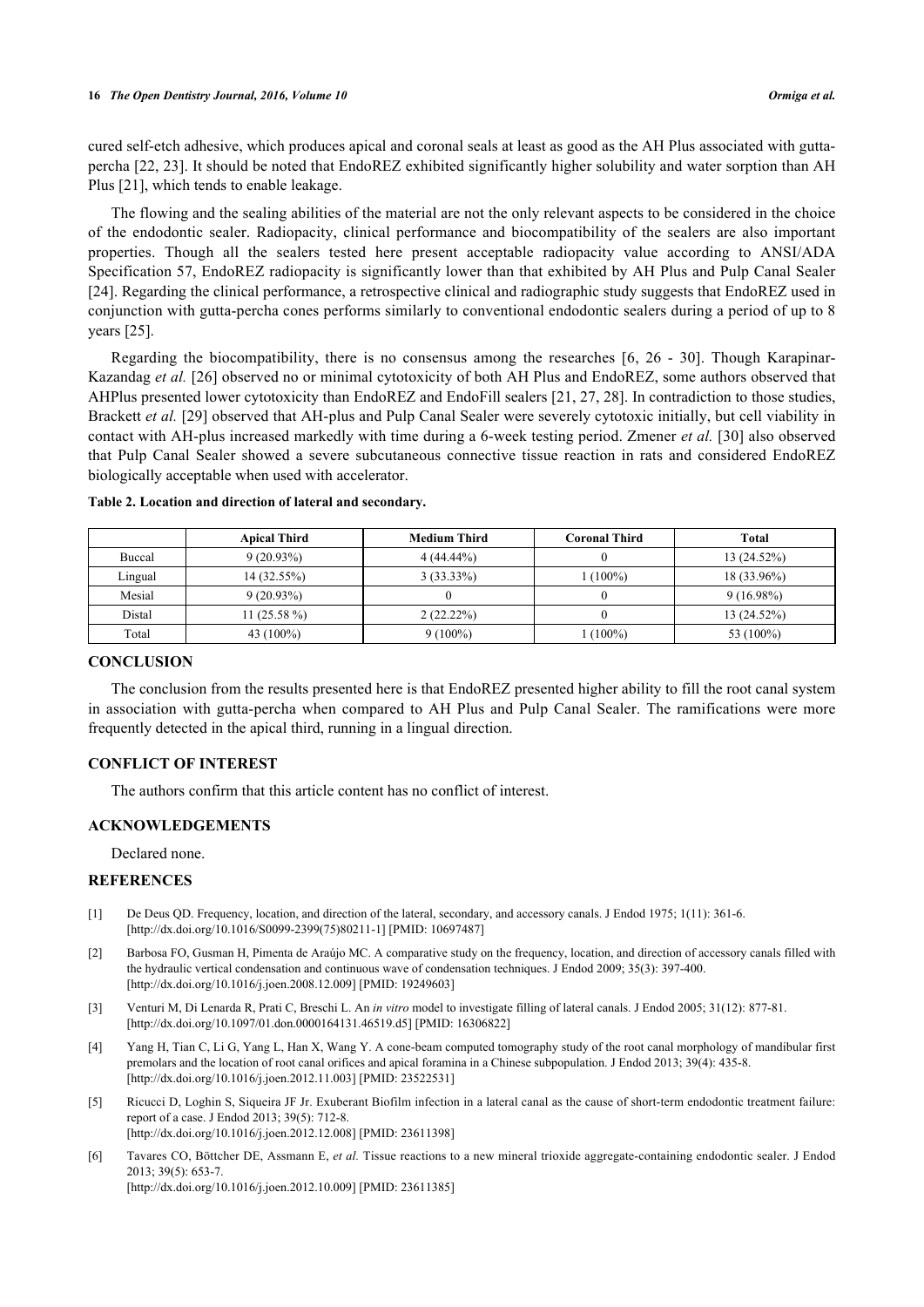cured self-etch adhesive, which produces apical and coronal seals at least as good as the AH Plus associated with gutta-percha [22, 23]. It should be noted that EndoREZ exhibited significantly higher solubility and water sorption than AH Plus [21], which tends to enable leakage.

The flowing and the sealing abilities of the material are not the only relevant aspects to be considered in the choice of the endodontic sealer. Radiopacity, clinical performance and biocompatibility of the sealers are also important properties. Though all the sealers tested here present acceptable radiopacity value according to ANSI/ADA Specification 57, EndoREZ radiopacity is significantly lower than that exhibited by AH Plus and Pulp Canal Sealer [24]. Regarding the clinical performance, a retrospective clinical and radiographic study suggests that EndoREZ used in conjunction with gutta-percha cones performs similarly to conventional endodontic sealers during a period of up to 8 years [25].

Regarding the biocompatibility, there is no consensus among the researches [6, 26 - 30]. Though Karapinar-Kazandag *et al.* [26] observed no or minimal cytotoxicity of both AH Plus and EndoREZ, some authors observed that AHPlus presented lower cytotoxicity than EndoREZ and EndoFill sealers [21, 27, 28]. In contradiction to those studies, Brackett *et al.* [29] observed that AH-plus and Pulp Canal Sealer were severely cytotoxic initially, but cell viability in contact with AH-plus increased markedly with time during a 6-week testing period. Zmener *et al.* [30] also observed that Pulp Canal Sealer showed a severe subcutaneous connective tissue reaction in rats and considered EndoREZ biologically acceptable when used with accelerator.

**Table 2. Location and direction of lateral and secondary.**

| | Apical Third | Medium Third | Coronal Third | Total |
|---|---|---|---|---|
| Buccal | 9 (20.93%) | 4 (44.44%) | 0 | 13 (24.52%) |
| Lingual | 14 (32.55%) | 3 (33.33%) | 1 (100%) | 18 (33.96%) |
| Mesial | 9 (20.93%) | 0 | 0 | 9 (16.98%) |
| Distal | 11 (25.58 %) | 2 (22.22%) | 0 | 13 (24.52%) |
| Total | 43 (100%) | 9 (100%) | 1 (100%) | 53 (100%) |

## CONCLUSION

The conclusion from the results presented here is that EndoREZ presented higher ability to fill the root canal system in association with gutta-percha when compared to AH Plus and Pulp Canal Sealer. The ramifications were more frequently detected in the apical third, running in a lingual direction.

## CONFLICT OF INTEREST

The authors confirm that this article content has no conflict of interest.

## ACKNOWLEDGEMENTS

Declared none.

## REFERENCES

[1] De Deus QD. Frequency, location, and direction of the lateral, secondary, and accessory canals. J Endod 1975; 1(11): 361-6. [http://dx.doi.org/10.1016/S0099-2399(75)80211-1] [PMID: 10697487]

[2] Barbosa FO, Gusman H, Pimenta de Araújo MC. A comparative study on the frequency, location, and direction of accessory canals filled with the hydraulic vertical condensation and continuous wave of condensation techniques. J Endod 2009; 35(3): 397-400. [http://dx.doi.org/10.1016/j.joen.2008.12.009] [PMID: 19249603]

[3] Venturi M, Di Lenarda R, Prati C, Breschi L. An *in vitro* model to investigate filling of lateral canals. J Endod 2005; 31(12): 877-81. [http://dx.doi.org/10.1097/01.don.0000164131.46519.d5] [PMID: 16306822]

[4] Yang H, Tian C, Li G, Yang L, Han X, Wang Y. A cone-beam computed tomography study of the root canal morphology of mandibular first premolars and the location of root canal orifices and apical foramina in a Chinese subpopulation. J Endod 2013; 39(4): 435-8. [http://dx.doi.org/10.1016/j.joen.2012.11.003] [PMID: 23522531]

[5] Ricucci D, Loghin S, Siqueira JF Jr. Exuberant Biofilm infection in a lateral canal as the cause of short-term endodontic treatment failure: report of a case. J Endod 2013; 39(5): 712-8. [http://dx.doi.org/10.1016/j.joen.2012.12.008] [PMID: 23611398]

[6] Tavares CO, Böttcher DE, Assmann E, *et al.* Tissue reactions to a new mineral trioxide aggregate-containing endodontic sealer. J Endod 2013; 39(5): 653-7. [http://dx.doi.org/10.1016/j.joen.2012.10.009] [PMID: 23611385]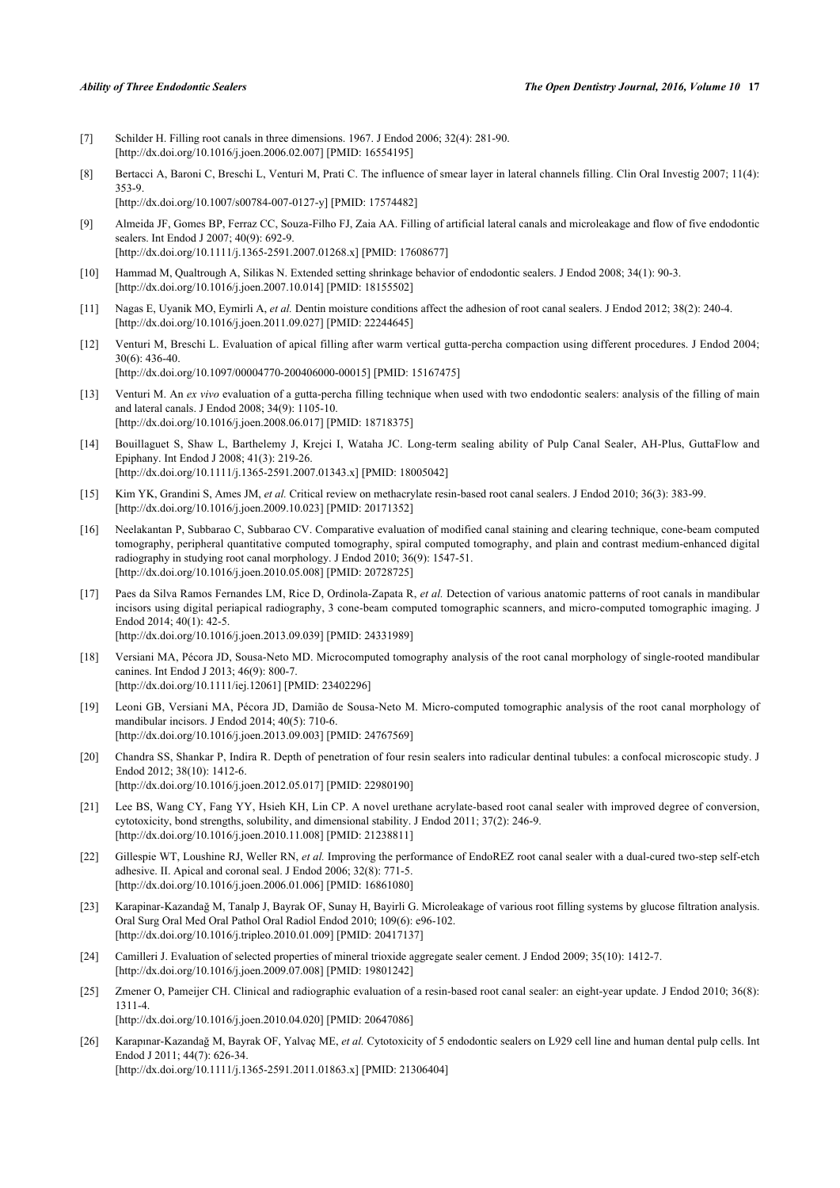[7] Schilder H. Filling root canals in three dimensions. 1967. J Endod 2006; 32(4): 281-90.
[http://dx.doi.org/10.1016/j.joen.2006.02.007] [PMID: 16554195]

[8] Bertacci A, Baroni C, Breschi L, Venturi M, Prati C. The influence of smear layer in lateral channels filling. Clin Oral Investig 2007; 11(4): 353-9.
[http://dx.doi.org/10.1007/s00784-007-0127-y] [PMID: 17574482]

[9] Almeida JF, Gomes BP, Ferraz CC, Souza-Filho FJ, Zaia AA. Filling of artificial lateral canals and microleakage and flow of five endodontic sealers. Int Endod J 2007; 40(9): 692-9.
[http://dx.doi.org/10.1111/j.1365-2591.2007.01268.x] [PMID: 17608677]

[10] Hammad M, Qualtrough A, Silikas N. Extended setting shrinkage behavior of endodontic sealers. J Endod 2008; 34(1): 90-3.
[http://dx.doi.org/10.1016/j.joen.2007.10.014] [PMID: 18155502]

[11] Nagas E, Uyanik MO, Eymirli A, *et al.* Dentin moisture conditions affect the adhesion of root canal sealers. J Endod 2012; 38(2): 240-4.
[http://dx.doi.org/10.1016/j.joen.2011.09.027] [PMID: 22244645]

[12] Venturi M, Breschi L. Evaluation of apical filling after warm vertical gutta-percha compaction using different procedures. J Endod 2004; 30(6): 436-40.
[http://dx.doi.org/10.1097/00004770-200406000-00015] [PMID: 15167475]

[13] Venturi M. An *ex vivo* evaluation of a gutta-percha filling technique when used with two endodontic sealers: analysis of the filling of main and lateral canals. J Endod 2008; 34(9): 1105-10.
[http://dx.doi.org/10.1016/j.joen.2008.06.017] [PMID: 18718375]

[14] Bouillaguet S, Shaw L, Barthelemy J, Krejci I, Wataha JC. Long-term sealing ability of Pulp Canal Sealer, AH-Plus, GuttaFlow and Epiphany. Int Endod J 2008; 41(3): 219-26.
[http://dx.doi.org/10.1111/j.1365-2591.2007.01343.x] [PMID: 18005042]

[15] Kim YK, Grandini S, Ames JM, *et al.* Critical review on methacrylate resin-based root canal sealers. J Endod 2010; 36(3): 383-99.
[http://dx.doi.org/10.1016/j.joen.2009.10.023] [PMID: 20171352]

[16] Neelakantan P, Subbarao C, Subbarao CV. Comparative evaluation of modified canal staining and clearing technique, cone-beam computed tomography, peripheral quantitative computed tomography, spiral computed tomography, and plain and contrast medium-enhanced digital radiography in studying root canal morphology. J Endod 2010; 36(9): 1547-51.
[http://dx.doi.org/10.1016/j.joen.2010.05.008] [PMID: 20728725]

[17] Paes da Silva Ramos Fernandes LM, Rice D, Ordinola-Zapata R, *et al.* Detection of various anatomic patterns of root canals in mandibular incisors using digital periapical radiography, 3 cone-beam computed tomographic scanners, and micro-computed tomographic imaging. J Endod 2014; 40(1): 42-5.
[http://dx.doi.org/10.1016/j.joen.2013.09.039] [PMID: 24331989]

[18] Versiani MA, Pécora JD, Sousa-Neto MD. Microcomputed tomography analysis of the root canal morphology of single-rooted mandibular canines. Int Endod J 2013; 46(9): 800-7.
[http://dx.doi.org/10.1111/iej.12061] [PMID: 23402296]

[19] Leoni GB, Versiani MA, Pécora JD, Damião de Sousa-Neto M. Micro-computed tomographic analysis of the root canal morphology of mandibular incisors. J Endod 2014; 40(5): 710-6.
[http://dx.doi.org/10.1016/j.joen.2013.09.003] [PMID: 24767569]

[20] Chandra SS, Shankar P, Indira R. Depth of penetration of four resin sealers into radicular dentinal tubules: a confocal microscopic study. J Endod 2012; 38(10): 1412-6.
[http://dx.doi.org/10.1016/j.joen.2012.05.017] [PMID: 22980190]

[21] Lee BS, Wang CY, Fang YY, Hsieh KH, Lin CP. A novel urethane acrylate-based root canal sealer with improved degree of conversion, cytotoxicity, bond strengths, solubility, and dimensional stability. J Endod 2011; 37(2): 246-9.
[http://dx.doi.org/10.1016/j.joen.2010.11.008] [PMID: 21238811]

[22] Gillespie WT, Loushine RJ, Weller RN, *et al.* Improving the performance of EndoREZ root canal sealer with a dual-cured two-step self-etch adhesive. II. Apical and coronal seal. J Endod 2006; 32(8): 771-5.
[http://dx.doi.org/10.1016/j.joen.2006.01.006] [PMID: 16861080]

[23] Karapinar-Kazandağ M, Tanalp J, Bayrak OF, Sunay H, Bayirli G. Microleakage of various root filling systems by glucose filtration analysis. Oral Surg Oral Med Oral Pathol Oral Radiol Endod 2010; 109(6): e96-102.
[http://dx.doi.org/10.1016/j.tripleo.2010.01.009] [PMID: 20417137]

[24] Camilleri J. Evaluation of selected properties of mineral trioxide aggregate sealer cement. J Endod 2009; 35(10): 1412-7.
[http://dx.doi.org/10.1016/j.joen.2009.07.008] [PMID: 19801242]

[25] Zmener O, Pameijer CH. Clinical and radiographic evaluation of a resin-based root canal sealer: an eight-year update. J Endod 2010; 36(8): 1311-4.
[http://dx.doi.org/10.1016/j.joen.2010.04.020] [PMID: 20647086]

[26] Karapınar-Kazandağ M, Bayrak OF, Yalvaç ME, *et al.* Cytotoxicity of 5 endodontic sealers on L929 cell line and human dental pulp cells. Int Endod J 2011; 44(7): 626-34.
[http://dx.doi.org/10.1111/j.1365-2591.2011.01863.x] [PMID: 21306404]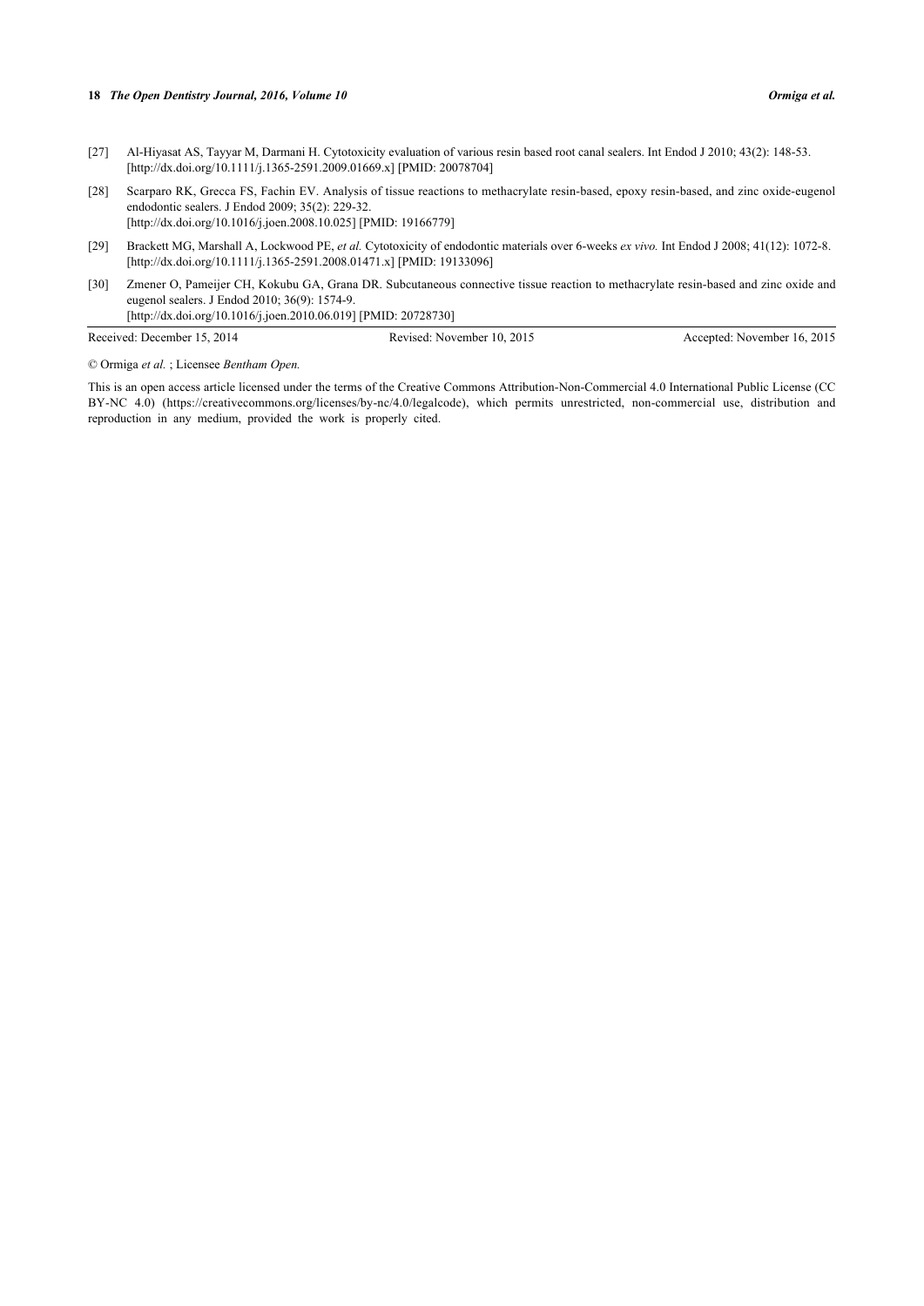[27] Al-Hiyasat AS, Tayyar M, Darmani H. Cytotoxicity evaluation of various resin based root canal sealers. Int Endod J 2010; 43(2): 148-53. [http://dx.doi.org/10.1111/j.1365-2591.2009.01669.x] [PMID: 20078704]

[28] Scarparo RK, Grecca FS, Fachin EV. Analysis of tissue reactions to methacrylate resin-based, epoxy resin-based, and zinc oxide-eugenol endodontic sealers. J Endod 2009; 35(2): 229-32. [http://dx.doi.org/10.1016/j.joen.2008.10.025] [PMID: 19166779]

[29] Brackett MG, Marshall A, Lockwood PE, *et al.* Cytotoxicity of endodontic materials over 6-weeks *ex vivo.* Int Endod J 2008; 41(12): 1072-8. [http://dx.doi.org/10.1111/j.1365-2591.2008.01471.x] [PMID: 19133096]

[30] Zmener O, Pameijer CH, Kokubu GA, Grana DR. Subcutaneous connective tissue reaction to methacrylate resin-based and zinc oxide and eugenol sealers. J Endod 2010; 36(9): 1574-9. [http://dx.doi.org/10.1016/j.joen.2010.06.019] [PMID: 20728730]

Received: December 15, 2014 Revised: November 10, 2015 Accepted: November 16, 2015

© Ormiga *et al.* ; Licensee *Bentham Open.*

This is an open access article licensed under the terms of the Creative Commons Attribution-Non-Commercial 4.0 International Public License (CC BY-NC 4.0) (https://creativecommons.org/licenses/by-nc/4.0/legalcode), which permits unrestricted, non-commercial use, distribution and reproduction in any medium, provided the work is properly cited.